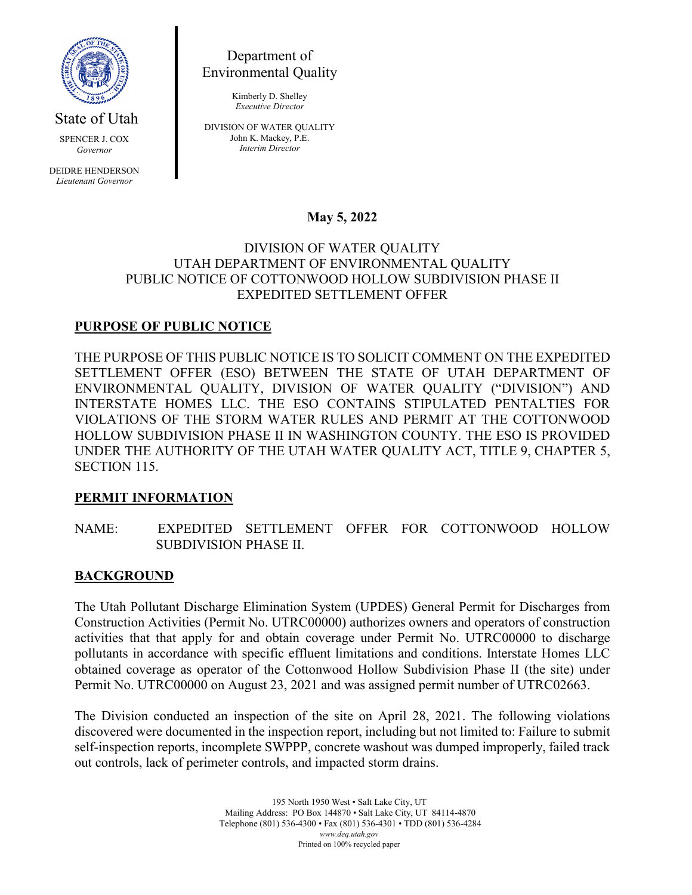State of Utah

SPENCER J. COX
*Governor*

DEIDRE HENDERSON
*Lieutenant Governor*

Department of Environmental Quality

Kimberly D. Shelley
*Executive Director*

DIVISION OF WATER QUALITY
John K. Mackey, P.E.
*Interim Director*

**May 5, 2022**

DIVISION OF WATER QUALITY
UTAH DEPARTMENT OF ENVIRONMENTAL QUALITY
PUBLIC NOTICE OF COTTONWOOD HOLLOW SUBDIVISION PHASE II
EXPEDITED SETTLEMENT OFFER

## PURPOSE OF PUBLIC NOTICE

THE PURPOSE OF THIS PUBLIC NOTICE IS TO SOLICIT COMMENT ON THE EXPEDITED SETTLEMENT OFFER (ESO) BETWEEN THE STATE OF UTAH DEPARTMENT OF ENVIRONMENTAL QUALITY, DIVISION OF WATER QUALITY ("DIVISION") AND INTERSTATE HOMES LLC. THE ESO CONTAINS STIPULATED PENTALTIES FOR VIOLATIONS OF THE STORM WATER RULES AND PERMIT AT THE COTTONWOOD HOLLOW SUBDIVISION PHASE II IN WASHINGTON COUNTY. THE ESO IS PROVIDED UNDER THE AUTHORITY OF THE UTAH WATER QUALITY ACT, TITLE 9, CHAPTER 5, SECTION 115.

## PERMIT INFORMATION

NAME: EXPEDITED SETTLEMENT OFFER FOR COTTONWOOD HOLLOW SUBDIVISION PHASE II.

## BACKGROUND

The Utah Pollutant Discharge Elimination System (UPDES) General Permit for Discharges from Construction Activities (Permit No. UTRC00000) authorizes owners and operators of construction activities that that apply for and obtain coverage under Permit No. UTRC00000 to discharge pollutants in accordance with specific effluent limitations and conditions. Interstate Homes LLC obtained coverage as operator of the Cottonwood Hollow Subdivision Phase II (the site) under Permit No. UTRC00000 on August 23, 2021 and was assigned permit number of UTRC02663.

The Division conducted an inspection of the site on April 28, 2021. The following violations discovered were documented in the inspection report, including but not limited to: Failure to submit self-inspection reports, incomplete SWPPP, concrete washout was dumped improperly, failed track out controls, lack of perimeter controls, and impacted storm drains.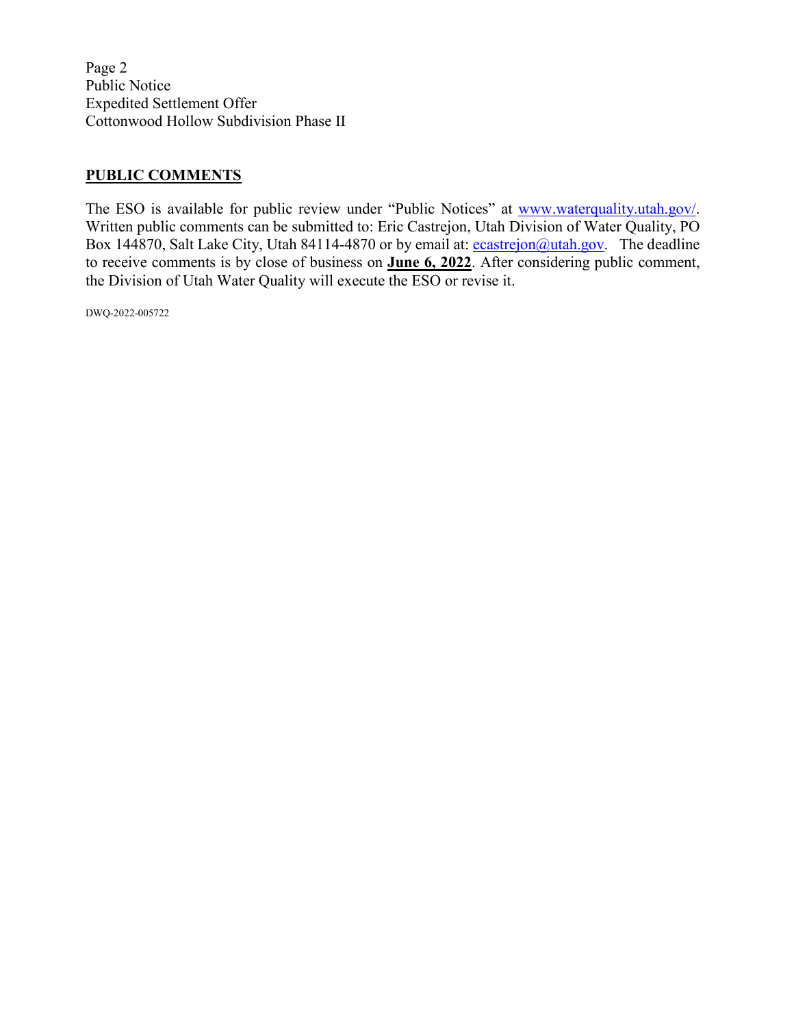## PUBLIC COMMENTS

The ESO is available for public review under "Public Notices" at www.waterquality.utah.gov/. Written public comments can be submitted to: Eric Castrejon, Utah Division of Water Quality, PO Box 144870, Salt Lake City, Utah 84114-4870 or by email at: ecastrejon@utah.gov. The deadline to receive comments is by close of business on **June 6, 2022**. After considering public comment, the Division of Utah Water Quality will execute the ESO or revise it.

DWQ-2022-005722